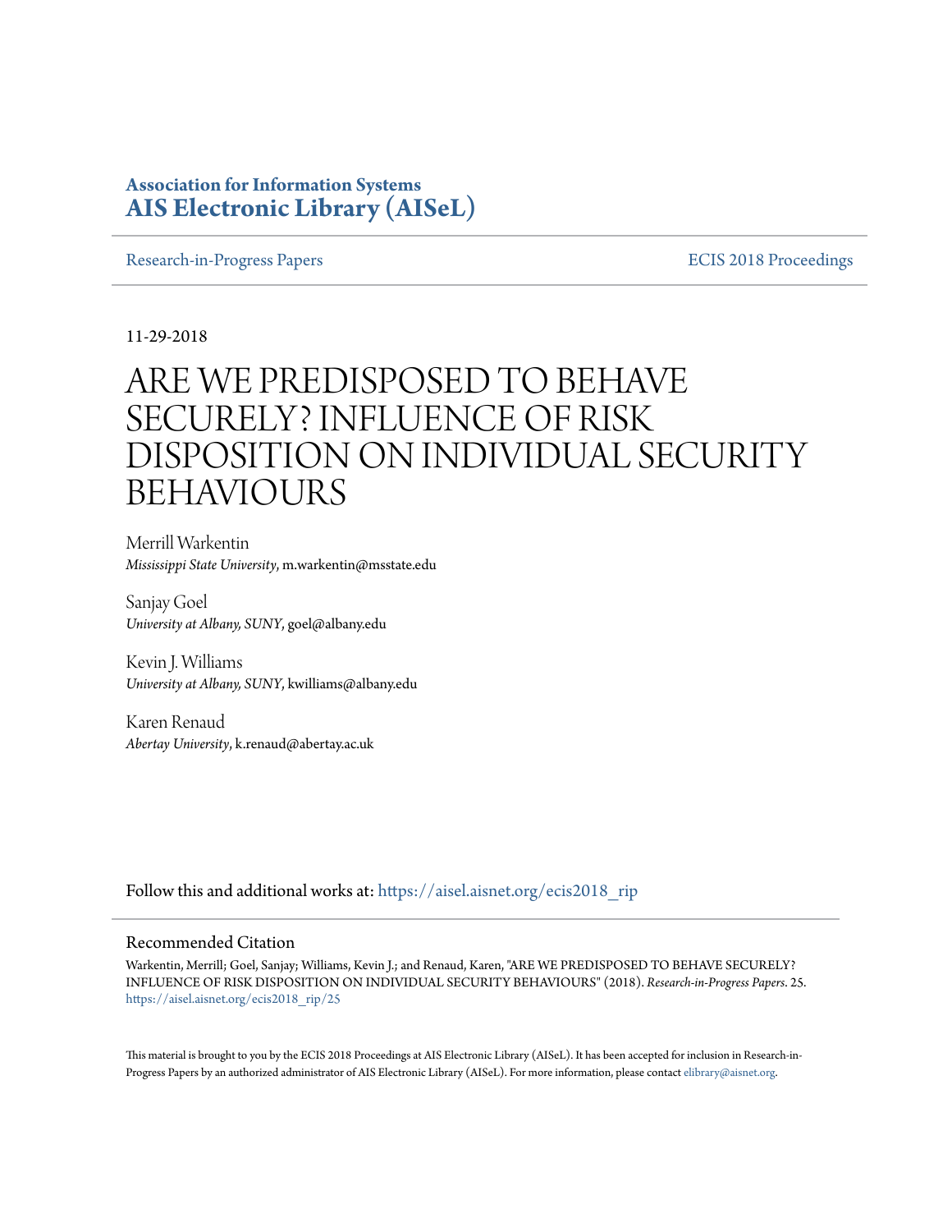**Association for Information Systems**
**AIS Electronic Library (AISeL)**

Research-in-Progress Papers | ECIS 2018 Proceedings

11-29-2018

# ARE WE PREDISPOSED TO BEHAVE SECURELY? INFLUENCE OF RISK DISPOSITION ON INDIVIDUAL SECURITY BEHAVIOURS

Merrill Warkentin
*Mississippi State University*, m.warkentin@msstate.edu

Sanjay Goel
*University at Albany, SUNY*, goel@albany.edu

Kevin J. Williams
*University at Albany, SUNY*, kwilliams@albany.edu

Karen Renaud
*Abertay University*, k.renaud@abertay.ac.uk

Follow this and additional works at: https://aisel.aisnet.org/ecis2018_rip

## Recommended Citation

Warkentin, Merrill; Goel, Sanjay; Williams, Kevin J.; and Renaud, Karen, "ARE WE PREDISPOSED TO BEHAVE SECURELY? INFLUENCE OF RISK DISPOSITION ON INDIVIDUAL SECURITY BEHAVIOURS" (2018). *Research-in-Progress Papers*. 25.
https://aisel.aisnet.org/ecis2018_rip/25

This material is brought to you by the ECIS 2018 Proceedings at AIS Electronic Library (AISeL). It has been accepted for inclusion in Research-in-Progress Papers by an authorized administrator of AIS Electronic Library (AISeL). For more information, please contact elibrary@aisnet.org.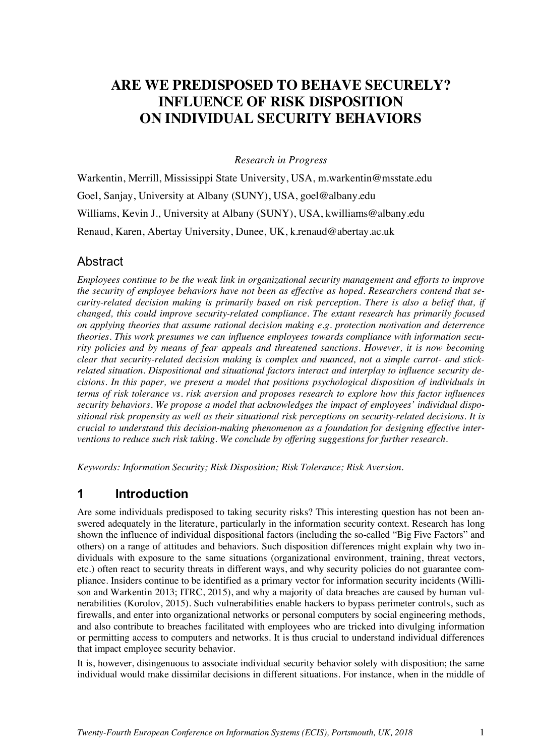# ARE WE PREDISPOSED TO BEHAVE SECURELY? INFLUENCE OF RISK DISPOSITION ON INDIVIDUAL SECURITY BEHAVIORS

*Research in Progress*

Warkentin, Merrill, Mississippi State University, USA, m.warkentin@msstate.edu

Goel, Sanjay, University at Albany (SUNY), USA, goel@albany.edu

Williams, Kevin J., University at Albany (SUNY), USA, kwilliams@albany.edu

Renaud, Karen, Abertay University, Dunee, UK, k.renaud@abertay.ac.uk

## Abstract

*Employees continue to be the weak link in organizational security management and efforts to improve the security of employee behaviors have not been as effective as hoped. Researchers contend that security-related decision making is primarily based on risk perception. There is also a belief that, if changed, this could improve security-related compliance. The extant research has primarily focused on applying theories that assume rational decision making e.g. protection motivation and deterrence theories. This work presumes we can influence employees towards compliance with information security policies and by means of fear appeals and threatened sanctions. However, it is now becoming clear that security-related decision making is complex and nuanced, not a simple carrot- and stick-related situation. Dispositional and situational factors interact and interplay to influence security decisions. In this paper, we present a model that positions psychological disposition of individuals in terms of risk tolerance vs. risk aversion and proposes research to explore how this factor influences security behaviors. We propose a model that acknowledges the impact of employees' individual dispositional risk propensity as well as their situational risk perceptions on security-related decisions. It is crucial to understand this decision-making phenomenon as a foundation for designing effective interventions to reduce such risk taking. We conclude by offering suggestions for further research.*

*Keywords: Information Security; Risk Disposition; Risk Tolerance; Risk Aversion.*

## 1 Introduction

Are some individuals predisposed to taking security risks? This interesting question has not been answered adequately in the literature, particularly in the information security context. Research has long shown the influence of individual dispositional factors (including the so-called "Big Five Factors" and others) on a range of attitudes and behaviors. Such disposition differences might explain why two individuals with exposure to the same situations (organizational environment, training, threat vectors, etc.) often react to security threats in different ways, and why security policies do not guarantee compliance. Insiders continue to be identified as a primary vector for information security incidents (Willison and Warkentin 2013; ITRC, 2015), and why a majority of data breaches are caused by human vulnerabilities (Korolov, 2015). Such vulnerabilities enable hackers to bypass perimeter controls, such as firewalls, and enter into organizational networks or personal computers by social engineering methods, and also contribute to breaches facilitated with employees who are tricked into divulging information or permitting access to computers and networks. It is thus crucial to understand individual differences that impact employee security behavior.

It is, however, disingenuous to associate individual security behavior solely with disposition; the same individual would make dissimilar decisions in different situations. For instance, when in the middle of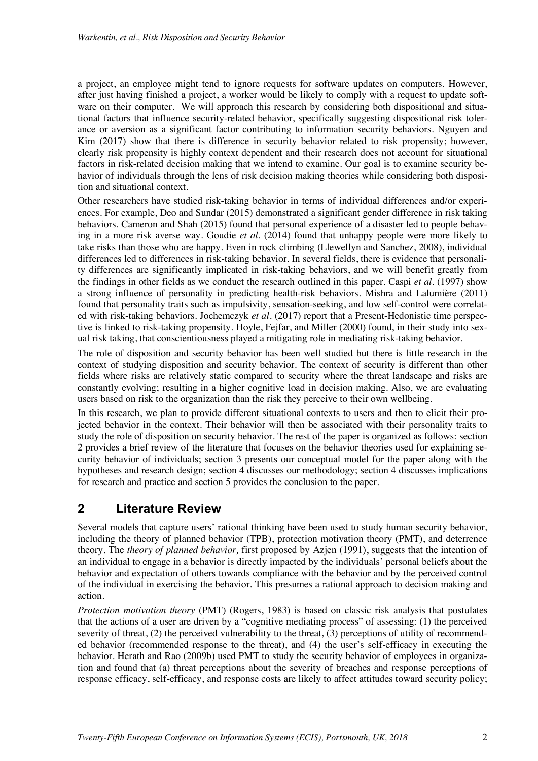a project, an employee might tend to ignore requests for software updates on computers. However, after just having finished a project, a worker would be likely to comply with a request to update software on their computer. We will approach this research by considering both dispositional and situational factors that influence security-related behavior, specifically suggesting dispositional risk tolerance or aversion as a significant factor contributing to information security behaviors. Nguyen and Kim (2017) show that there is difference in security behavior related to risk propensity; however, clearly risk propensity is highly context dependent and their research does not account for situational factors in risk-related decision making that we intend to examine. Our goal is to examine security behavior of individuals through the lens of risk decision making theories while considering both disposition and situational context.

Other researchers have studied risk-taking behavior in terms of individual differences and/or experiences. For example, Deo and Sundar (2015) demonstrated a significant gender difference in risk taking behaviors. Cameron and Shah (2015) found that personal experience of a disaster led to people behaving in a more risk averse way. Goudie *et al*. (2014) found that unhappy people were more likely to take risks than those who are happy. Even in rock climbing (Llewellyn and Sanchez, 2008), individual differences led to differences in risk-taking behavior. In several fields, there is evidence that personality differences are significantly implicated in risk-taking behaviors, and we will benefit greatly from the findings in other fields as we conduct the research outlined in this paper. Caspi *et al*. (1997) show a strong influence of personality in predicting health-risk behaviors. Mishra and Lalumière (2011) found that personality traits such as impulsivity, sensation-seeking, and low self-control were correlated with risk-taking behaviors. Jochemczyk *et al*. (2017) report that a Present-Hedonistic time perspective is linked to risk-taking propensity. Hoyle, Fejfar, and Miller (2000) found, in their study into sexual risk taking, that conscientiousness played a mitigating role in mediating risk-taking behavior.

The role of disposition and security behavior has been well studied but there is little research in the context of studying disposition and security behavior. The context of security is different than other fields where risks are relatively static compared to security where the threat landscape and risks are constantly evolving; resulting in a higher cognitive load in decision making. Also, we are evaluating users based on risk to the organization than the risk they perceive to their own wellbeing.

In this research, we plan to provide different situational contexts to users and then to elicit their projected behavior in the context. Their behavior will then be associated with their personality traits to study the role of disposition on security behavior. The rest of the paper is organized as follows: section 2 provides a brief review of the literature that focuses on the behavior theories used for explaining security behavior of individuals; section 3 presents our conceptual model for the paper along with the hypotheses and research design; section 4 discusses our methodology; section 4 discusses implications for research and practice and section 5 provides the conclusion to the paper.

## 2 Literature Review

Several models that capture users' rational thinking have been used to study human security behavior, including the theory of planned behavior (TPB), protection motivation theory (PMT), and deterrence theory. The *theory of planned behavior,* first proposed by Azjen (1991), suggests that the intention of an individual to engage in a behavior is directly impacted by the individuals' personal beliefs about the behavior and expectation of others towards compliance with the behavior and by the perceived control of the individual in exercising the behavior. This presumes a rational approach to decision making and action.

*Protection motivation theory* (PMT) (Rogers, 1983) is based on classic risk analysis that postulates that the actions of a user are driven by a "cognitive mediating process" of assessing: (1) the perceived severity of threat, (2) the perceived vulnerability to the threat, (3) perceptions of utility of recommended behavior (recommended response to the threat), and (4) the user's self-efficacy in executing the behavior. Herath and Rao (2009b) used PMT to study the security behavior of employees in organization and found that (a) threat perceptions about the severity of breaches and response perceptions of response efficacy, self-efficacy, and response costs are likely to affect attitudes toward security policy;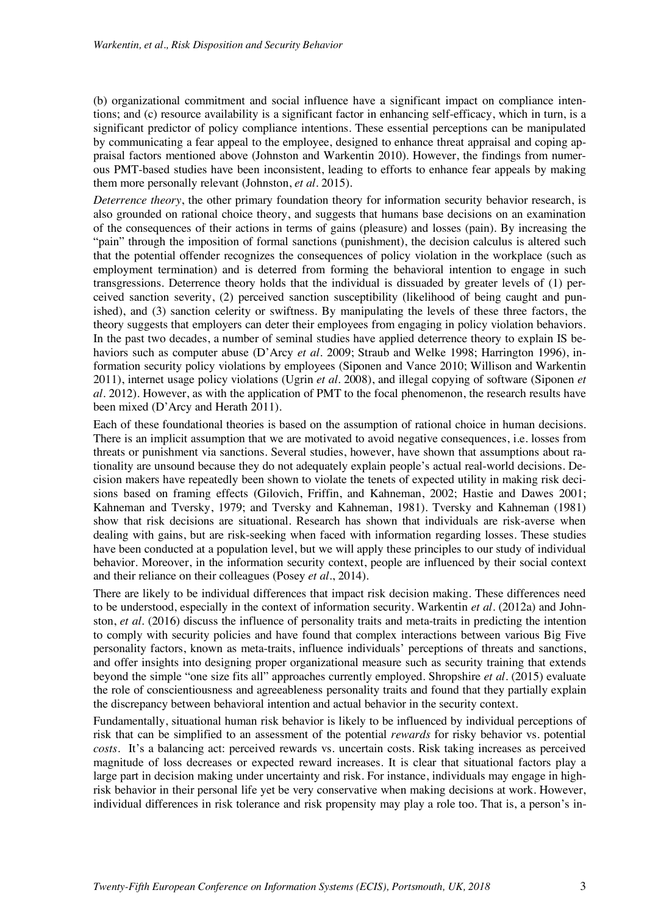(b) organizational commitment and social influence have a significant impact on compliance intentions; and (c) resource availability is a significant factor in enhancing self-efficacy, which in turn, is a significant predictor of policy compliance intentions. These essential perceptions can be manipulated by communicating a fear appeal to the employee, designed to enhance threat appraisal and coping appraisal factors mentioned above (Johnston and Warkentin 2010). However, the findings from numerous PMT-based studies have been inconsistent, leading to efforts to enhance fear appeals by making them more personally relevant (Johnston, *et al*. 2015).

*Deterrence theory*, the other primary foundation theory for information security behavior research, is also grounded on rational choice theory, and suggests that humans base decisions on an examination of the consequences of their actions in terms of gains (pleasure) and losses (pain). By increasing the "pain" through the imposition of formal sanctions (punishment), the decision calculus is altered such that the potential offender recognizes the consequences of policy violation in the workplace (such as employment termination) and is deterred from forming the behavioral intention to engage in such transgressions. Deterrence theory holds that the individual is dissuaded by greater levels of (1) perceived sanction severity, (2) perceived sanction susceptibility (likelihood of being caught and punished), and (3) sanction celerity or swiftness. By manipulating the levels of these three factors, the theory suggests that employers can deter their employees from engaging in policy violation behaviors. In the past two decades, a number of seminal studies have applied deterrence theory to explain IS behaviors such as computer abuse (D'Arcy *et al*. 2009; Straub and Welke 1998; Harrington 1996), information security policy violations by employees (Siponen and Vance 2010; Willison and Warkentin 2011), internet usage policy violations (Ugrin *et al*. 2008), and illegal copying of software (Siponen *et al*. 2012). However, as with the application of PMT to the focal phenomenon, the research results have been mixed (D'Arcy and Herath 2011).

Each of these foundational theories is based on the assumption of rational choice in human decisions. There is an implicit assumption that we are motivated to avoid negative consequences, i.e. losses from threats or punishment via sanctions. Several studies, however, have shown that assumptions about rationality are unsound because they do not adequately explain people's actual real-world decisions. Decision makers have repeatedly been shown to violate the tenets of expected utility in making risk decisions based on framing effects (Gilovich, Friffin, and Kahneman, 2002; Hastie and Dawes 2001; Kahneman and Tversky, 1979; and Tversky and Kahneman, 1981). Tversky and Kahneman (1981) show that risk decisions are situational. Research has shown that individuals are risk-averse when dealing with gains, but are risk-seeking when faced with information regarding losses. These studies have been conducted at a population level, but we will apply these principles to our study of individual behavior. Moreover, in the information security context, people are influenced by their social context and their reliance on their colleagues (Posey *et al*., 2014).

There are likely to be individual differences that impact risk decision making. These differences need to be understood, especially in the context of information security. Warkentin *et al*. (2012a) and Johnston, *et al*. (2016) discuss the influence of personality traits and meta-traits in predicting the intention to comply with security policies and have found that complex interactions between various Big Five personality factors, known as meta-traits, influence individuals' perceptions of threats and sanctions, and offer insights into designing proper organizational measure such as security training that extends beyond the simple "one size fits all" approaches currently employed. Shropshire *et al*. (2015) evaluate the role of conscientiousness and agreeableness personality traits and found that they partially explain the discrepancy between behavioral intention and actual behavior in the security context.

Fundamentally, situational human risk behavior is likely to be influenced by individual perceptions of risk that can be simplified to an assessment of the potential *rewards* for risky behavior vs. potential *costs*. It's a balancing act: perceived rewards vs. uncertain costs. Risk taking increases as perceived magnitude of loss decreases or expected reward increases. It is clear that situational factors play a large part in decision making under uncertainty and risk. For instance, individuals may engage in high-risk behavior in their personal life yet be very conservative when making decisions at work. However, individual differences in risk tolerance and risk propensity may play a role too. That is, a person's in-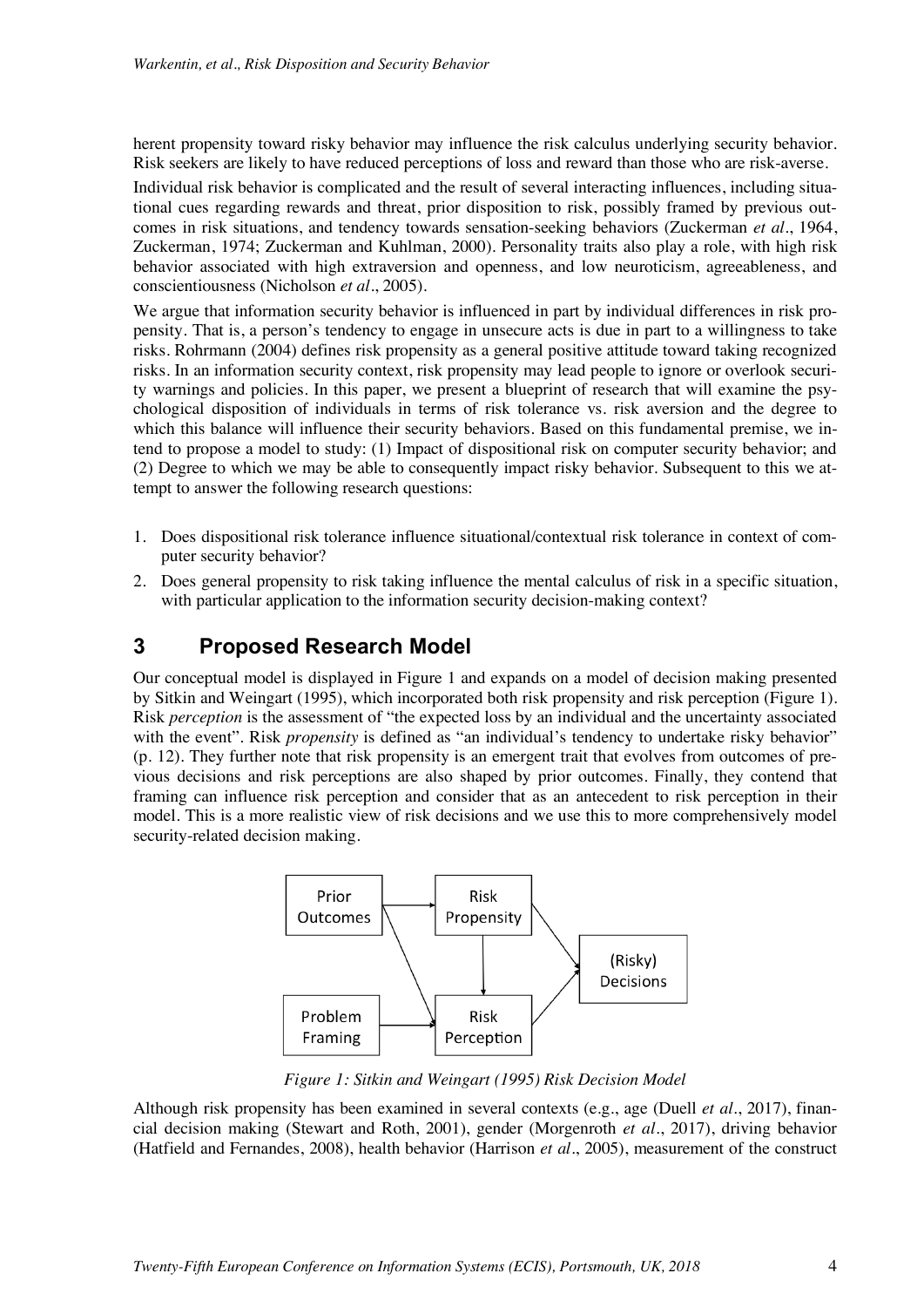herent propensity toward risky behavior may influence the risk calculus underlying security behavior. Risk seekers are likely to have reduced perceptions of loss and reward than those who are risk-averse.

Individual risk behavior is complicated and the result of several interacting influences, including situational cues regarding rewards and threat, prior disposition to risk, possibly framed by previous outcomes in risk situations, and tendency towards sensation-seeking behaviors (Zuckerman *et al*., 1964, Zuckerman, 1974; Zuckerman and Kuhlman, 2000). Personality traits also play a role, with high risk behavior associated with high extraversion and openness, and low neuroticism, agreeableness, and conscientiousness (Nicholson *et al*., 2005).

We argue that information security behavior is influenced in part by individual differences in risk propensity. That is, a person's tendency to engage in unsecure acts is due in part to a willingness to take risks. Rohrmann (2004) defines risk propensity as a general positive attitude toward taking recognized risks. In an information security context, risk propensity may lead people to ignore or overlook security warnings and policies. In this paper, we present a blueprint of research that will examine the psychological disposition of individuals in terms of risk tolerance vs. risk aversion and the degree to which this balance will influence their security behaviors. Based on this fundamental premise, we intend to propose a model to study: (1) Impact of dispositional risk on computer security behavior; and (2) Degree to which we may be able to consequently impact risky behavior. Subsequent to this we attempt to answer the following research questions:

1. Does dispositional risk tolerance influence situational/contextual risk tolerance in context of computer security behavior?
2. Does general propensity to risk taking influence the mental calculus of risk in a specific situation, with particular application to the information security decision-making context?

## 3 Proposed Research Model

Our conceptual model is displayed in Figure 1 and expands on a model of decision making presented by Sitkin and Weingart (1995), which incorporated both risk propensity and risk perception (Figure 1). Risk *perception* is the assessment of "the expected loss by an individual and the uncertainty associated with the event". Risk *propensity* is defined as "an individual's tendency to undertake risky behavior" (p. 12). They further note that risk propensity is an emergent trait that evolves from outcomes of previous decisions and risk perceptions are also shaped by prior outcomes. Finally, they contend that framing can influence risk perception and consider that as an antecedent to risk perception in their model. This is a more realistic view of risk decisions and we use this to more comprehensively model security-related decision making.

Prior Outcomes → Risk Propensity; Prior Outcomes → Risk Perception; Problem Framing → Risk Perception; Risk Propensity → Risk Perception; Risk Propensity → (Risky) Decisions; Risk Perception → (Risky) Decisions

*Figure 1: Sitkin and Weingart (1995) Risk Decision Model*

Although risk propensity has been examined in several contexts (e.g., age (Duell *et al*., 2017), financial decision making (Stewart and Roth, 2001), gender (Morgenroth *et al*., 2017), driving behavior (Hatfield and Fernandes, 2008), health behavior (Harrison *et al*., 2005), measurement of the construct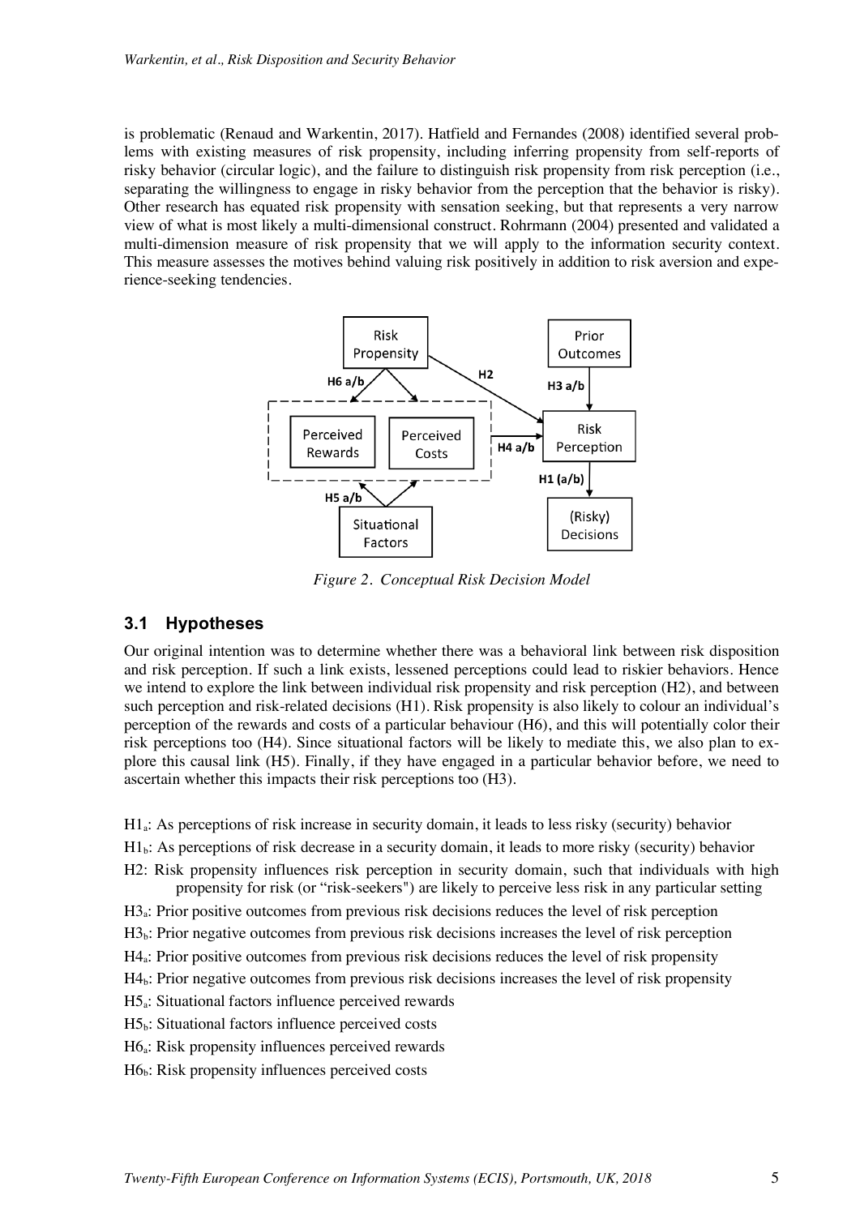is problematic (Renaud and Warkentin, 2017). Hatfield and Fernandes (2008) identified several problems with existing measures of risk propensity, including inferring propensity from self-reports of risky behavior (circular logic), and the failure to distinguish risk propensity from risk perception (i.e., separating the willingness to engage in risky behavior from the perception that the behavior is risky). Other research has equated risk propensity with sensation seeking, but that represents a very narrow view of what is most likely a multi-dimensional construct. Rohrmann (2004) presented and validated a multi-dimension measure of risk propensity that we will apply to the information security context. This measure assesses the motives behind valuing risk positively in addition to risk aversion and experience-seeking tendencies.

*Figure 2. Conceptual Risk Decision Model*

## 3.1 Hypotheses

Our original intention was to determine whether there was a behavioral link between risk disposition and risk perception. If such a link exists, lessened perceptions could lead to riskier behaviors. Hence we intend to explore the link between individual risk propensity and risk perception (H2), and between such perception and risk-related decisions (H1). Risk propensity is also likely to colour an individual's perception of the rewards and costs of a particular behaviour (H6), and this will potentially color their risk perceptions too (H4). Since situational factors will be likely to mediate this, we also plan to explore this causal link (H5). Finally, if they have engaged in a particular behavior before, we need to ascertain whether this impacts their risk perceptions too (H3).

$H1_a$: As perceptions of risk increase in security domain, it leads to less risky (security) behavior

$H1_b$: As perceptions of risk decrease in a security domain, it leads to more risky (security) behavior

H2: Risk propensity influences risk perception in security domain, such that individuals with high propensity for risk (or "risk-seekers") are likely to perceive less risk in any particular setting

$H3_a$: Prior positive outcomes from previous risk decisions reduces the level of risk perception

$H3_b$: Prior negative outcomes from previous risk decisions increases the level of risk perception

$H4_a$: Prior positive outcomes from previous risk decisions reduces the level of risk propensity

$H4_b$: Prior negative outcomes from previous risk decisions increases the level of risk propensity

$H5_a$: Situational factors influence perceived rewards

$H5_b$: Situational factors influence perceived costs

$H6_a$: Risk propensity influences perceived rewards

$H6_b$: Risk propensity influences perceived costs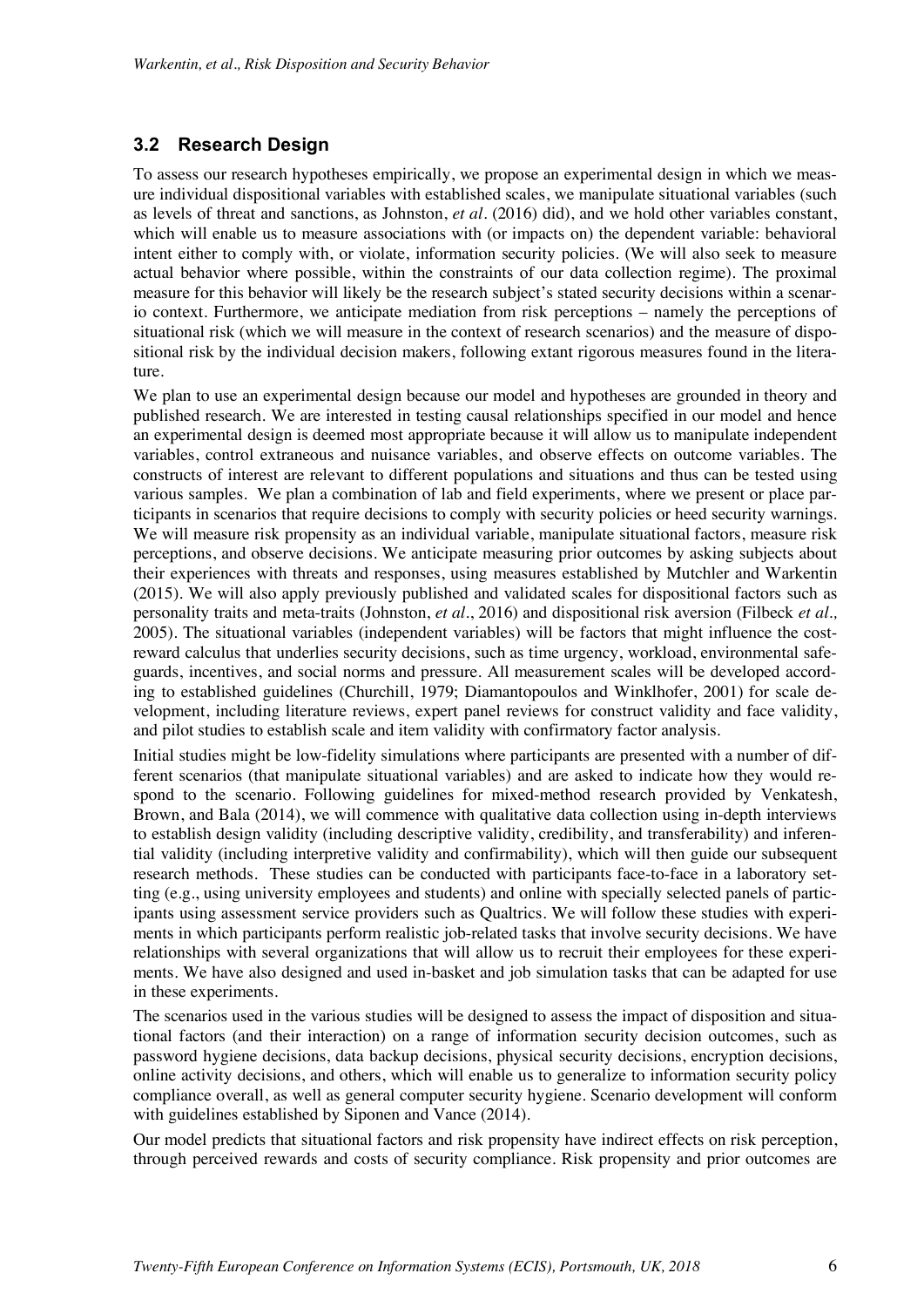### 3.2 Research Design

To assess our research hypotheses empirically, we propose an experimental design in which we measure individual dispositional variables with established scales, we manipulate situational variables (such as levels of threat and sanctions, as Johnston, *et al*. (2016) did), and we hold other variables constant, which will enable us to measure associations with (or impacts on) the dependent variable: behavioral intent either to comply with, or violate, information security policies. (We will also seek to measure actual behavior where possible, within the constraints of our data collection regime). The proximal measure for this behavior will likely be the research subject's stated security decisions within a scenario context. Furthermore, we anticipate mediation from risk perceptions – namely the perceptions of situational risk (which we will measure in the context of research scenarios) and the measure of dispositional risk by the individual decision makers, following extant rigorous measures found in the literature.

We plan to use an experimental design because our model and hypotheses are grounded in theory and published research. We are interested in testing causal relationships specified in our model and hence an experimental design is deemed most appropriate because it will allow us to manipulate independent variables, control extraneous and nuisance variables, and observe effects on outcome variables. The constructs of interest are relevant to different populations and situations and thus can be tested using various samples. We plan a combination of lab and field experiments, where we present or place participants in scenarios that require decisions to comply with security policies or heed security warnings. We will measure risk propensity as an individual variable, manipulate situational factors, measure risk perceptions, and observe decisions. We anticipate measuring prior outcomes by asking subjects about their experiences with threats and responses, using measures established by Mutchler and Warkentin (2015). We will also apply previously published and validated scales for dispositional factors such as personality traits and meta-traits (Johnston, *et al*., 2016) and dispositional risk aversion (Filbeck *et al.,* 2005). The situational variables (independent variables) will be factors that might influence the cost-reward calculus that underlies security decisions, such as time urgency, workload, environmental safeguards, incentives, and social norms and pressure. All measurement scales will be developed according to established guidelines (Churchill, 1979; Diamantopoulos and Winklhofer, 2001) for scale development, including literature reviews, expert panel reviews for construct validity and face validity, and pilot studies to establish scale and item validity with confirmatory factor analysis.

Initial studies might be low-fidelity simulations where participants are presented with a number of different scenarios (that manipulate situational variables) and are asked to indicate how they would respond to the scenario. Following guidelines for mixed-method research provided by Venkatesh, Brown, and Bala (2014), we will commence with qualitative data collection using in-depth interviews to establish design validity (including descriptive validity, credibility, and transferability) and inferential validity (including interpretive validity and confirmability), which will then guide our subsequent research methods. These studies can be conducted with participants face-to-face in a laboratory setting (e.g., using university employees and students) and online with specially selected panels of participants using assessment service providers such as Qualtrics. We will follow these studies with experiments in which participants perform realistic job-related tasks that involve security decisions. We have relationships with several organizations that will allow us to recruit their employees for these experiments. We have also designed and used in-basket and job simulation tasks that can be adapted for use in these experiments.

The scenarios used in the various studies will be designed to assess the impact of disposition and situational factors (and their interaction) on a range of information security decision outcomes, such as password hygiene decisions, data backup decisions, physical security decisions, encryption decisions, online activity decisions, and others, which will enable us to generalize to information security policy compliance overall, as well as general computer security hygiene. Scenario development will conform with guidelines established by Siponen and Vance (2014).

Our model predicts that situational factors and risk propensity have indirect effects on risk perception, through perceived rewards and costs of security compliance. Risk propensity and prior outcomes are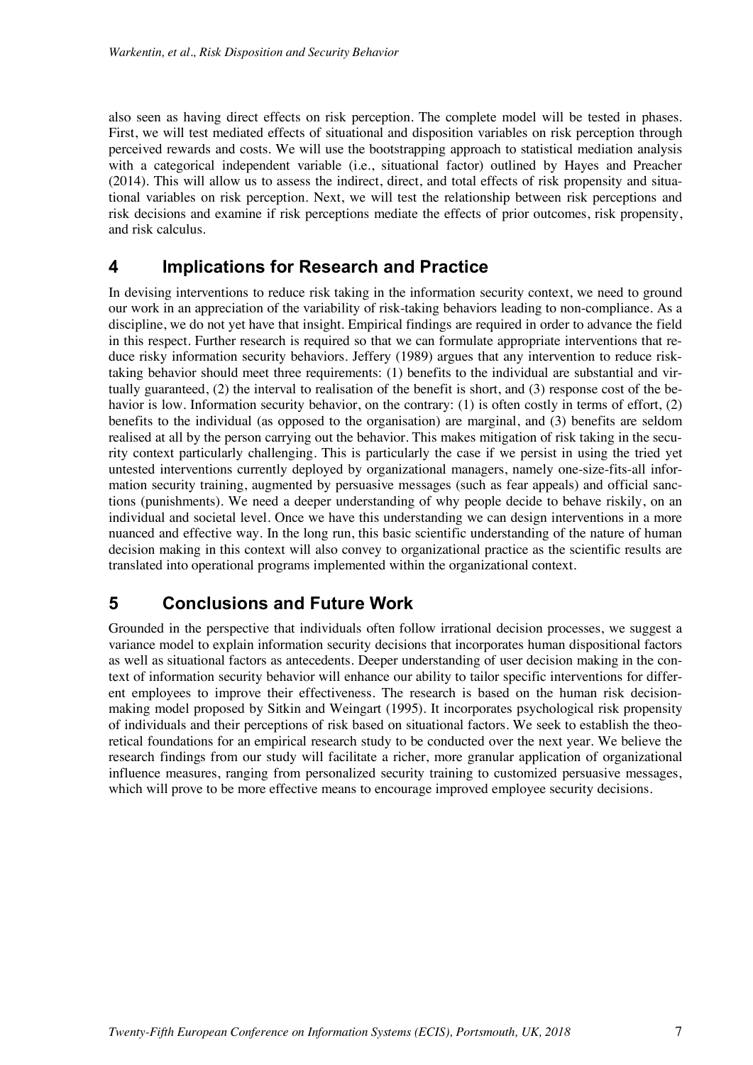also seen as having direct effects on risk perception. The complete model will be tested in phases. First, we will test mediated effects of situational and disposition variables on risk perception through perceived rewards and costs. We will use the bootstrapping approach to statistical mediation analysis with a categorical independent variable (i.e., situational factor) outlined by Hayes and Preacher (2014). This will allow us to assess the indirect, direct, and total effects of risk propensity and situational variables on risk perception. Next, we will test the relationship between risk perceptions and risk decisions and examine if risk perceptions mediate the effects of prior outcomes, risk propensity, and risk calculus.

## 4 Implications for Research and Practice

In devising interventions to reduce risk taking in the information security context, we need to ground our work in an appreciation of the variability of risk-taking behaviors leading to non-compliance. As a discipline, we do not yet have that insight. Empirical findings are required in order to advance the field in this respect. Further research is required so that we can formulate appropriate interventions that reduce risky information security behaviors. Jeffery (1989) argues that any intervention to reduce risk-taking behavior should meet three requirements: (1) benefits to the individual are substantial and virtually guaranteed, (2) the interval to realisation of the benefit is short, and (3) response cost of the behavior is low. Information security behavior, on the contrary: (1) is often costly in terms of effort, (2) benefits to the individual (as opposed to the organisation) are marginal, and (3) benefits are seldom realised at all by the person carrying out the behavior. This makes mitigation of risk taking in the security context particularly challenging. This is particularly the case if we persist in using the tried yet untested interventions currently deployed by organizational managers, namely one-size-fits-all information security training, augmented by persuasive messages (such as fear appeals) and official sanctions (punishments). We need a deeper understanding of why people decide to behave riskily, on an individual and societal level. Once we have this understanding we can design interventions in a more nuanced and effective way. In the long run, this basic scientific understanding of the nature of human decision making in this context will also convey to organizational practice as the scientific results are translated into operational programs implemented within the organizational context.

## 5 Conclusions and Future Work

Grounded in the perspective that individuals often follow irrational decision processes, we suggest a variance model to explain information security decisions that incorporates human dispositional factors as well as situational factors as antecedents. Deeper understanding of user decision making in the context of information security behavior will enhance our ability to tailor specific interventions for different employees to improve their effectiveness. The research is based on the human risk decision-making model proposed by Sitkin and Weingart (1995). It incorporates psychological risk propensity of individuals and their perceptions of risk based on situational factors. We seek to establish the theoretical foundations for an empirical research study to be conducted over the next year. We believe the research findings from our study will facilitate a richer, more granular application of organizational influence measures, ranging from personalized security training to customized persuasive messages, which will prove to be more effective means to encourage improved employee security decisions.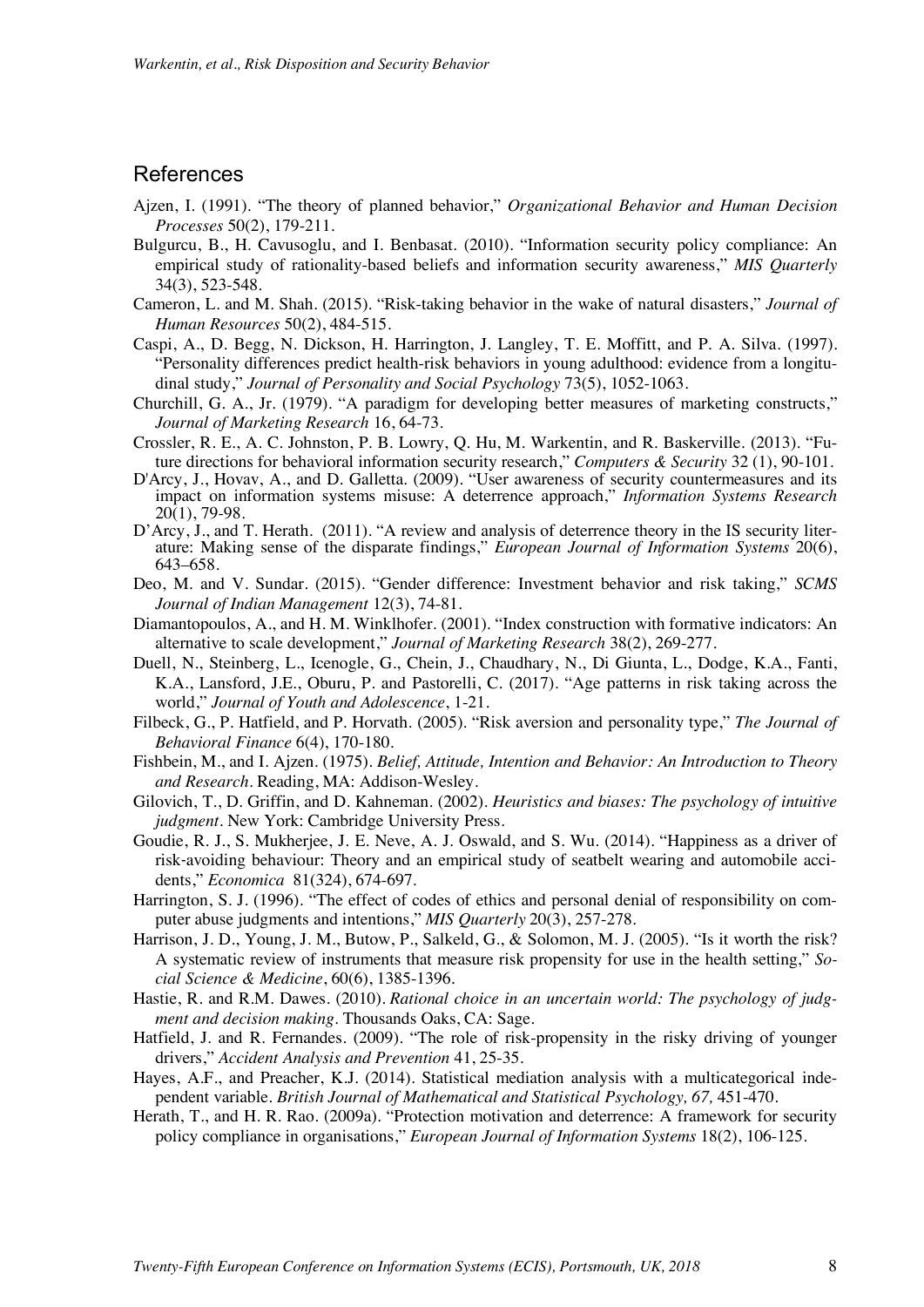## References

Ajzen, I. (1991). "The theory of planned behavior," *Organizational Behavior and Human Decision Processes* 50(2), 179-211.

Bulgurcu, B., H. Cavusoglu, and I. Benbasat. (2010). "Information security policy compliance: An empirical study of rationality-based beliefs and information security awareness," *MIS Quarterly* 34(3), 523-548.

Cameron, L. and M. Shah. (2015). "Risk-taking behavior in the wake of natural disasters," *Journal of Human Resources* 50(2), 484-515.

Caspi, A., D. Begg, N. Dickson, H. Harrington, J. Langley, T. E. Moffitt, and P. A. Silva. (1997). "Personality differences predict health-risk behaviors in young adulthood: evidence from a longitudinal study," *Journal of Personality and Social Psychology* 73(5), 1052-1063.

Churchill, G. A., Jr. (1979). "A paradigm for developing better measures of marketing constructs," *Journal of Marketing Research* 16, 64-73.

Crossler, R. E., A. C. Johnston, P. B. Lowry, Q. Hu, M. Warkentin, and R. Baskerville. (2013). "Future directions for behavioral information security research," *Computers & Security* 32 (1), 90-101.

D'Arcy, J., Hovav, A., and D. Galletta. (2009). "User awareness of security countermeasures and its impact on information systems misuse: A deterrence approach," *Information Systems Research* 20(1), 79-98.

D'Arcy, J., and T. Herath. (2011). "A review and analysis of deterrence theory in the IS security literature: Making sense of the disparate findings," *European Journal of Information Systems* 20(6), 643–658.

Deo, M. and V. Sundar. (2015). "Gender difference: Investment behavior and risk taking," *SCMS Journal of Indian Management* 12(3), 74-81.

Diamantopoulos, A., and H. M. Winklhofer. (2001). "Index construction with formative indicators: An alternative to scale development," *Journal of Marketing Research* 38(2), 269-277.

Duell, N., Steinberg, L., Icenogle, G., Chein, J., Chaudhary, N., Di Giunta, L., Dodge, K.A., Fanti, K.A., Lansford, J.E., Oburu, P. and Pastorelli, C. (2017). "Age patterns in risk taking across the world," *Journal of Youth and Adolescence*, 1-21.

Filbeck, G., P. Hatfield, and P. Horvath. (2005). "Risk aversion and personality type," *The Journal of Behavioral Finance* 6(4), 170-180.

Fishbein, M., and I. Ajzen. (1975). *Belief, Attitude, Intention and Behavior: An Introduction to Theory and Research*. Reading, MA: Addison-Wesley.

Gilovich, T., D. Griffin, and D. Kahneman. (2002). *Heuristics and biases: The psychology of intuitive judgment*. New York: Cambridge University Press.

Goudie, R. J., S. Mukherjee, J. E. Neve, A. J. Oswald, and S. Wu. (2014). "Happiness as a driver of risk-avoiding behaviour: Theory and an empirical study of seatbelt wearing and automobile accidents," *Economica* 81(324), 674-697.

Harrington, S. J. (1996). "The effect of codes of ethics and personal denial of responsibility on computer abuse judgments and intentions," *MIS Quarterly* 20(3), 257-278.

Harrison, J. D., Young, J. M., Butow, P., Salkeld, G., & Solomon, M. J. (2005). "Is it worth the risk? A systematic review of instruments that measure risk propensity for use in the health setting," *Social Science & Medicine*, 60(6), 1385-1396.

Hastie, R. and R.M. Dawes. (2010). *Rational choice in an uncertain world: The psychology of judgment and decision making*. Thousands Oaks, CA: Sage.

Hatfield, J. and R. Fernandes. (2009). "The role of risk-propensity in the risky driving of younger drivers," *Accident Analysis and Prevention* 41, 25-35.

Hayes, A.F., and Preacher, K.J. (2014). Statistical mediation analysis with a multicategorical independent variable. *British Journal of Mathematical and Statistical Psychology, 67,* 451-470.

Herath, T., and H. R. Rao. (2009a). "Protection motivation and deterrence: A framework for security policy compliance in organisations," *European Journal of Information Systems* 18(2), 106-125.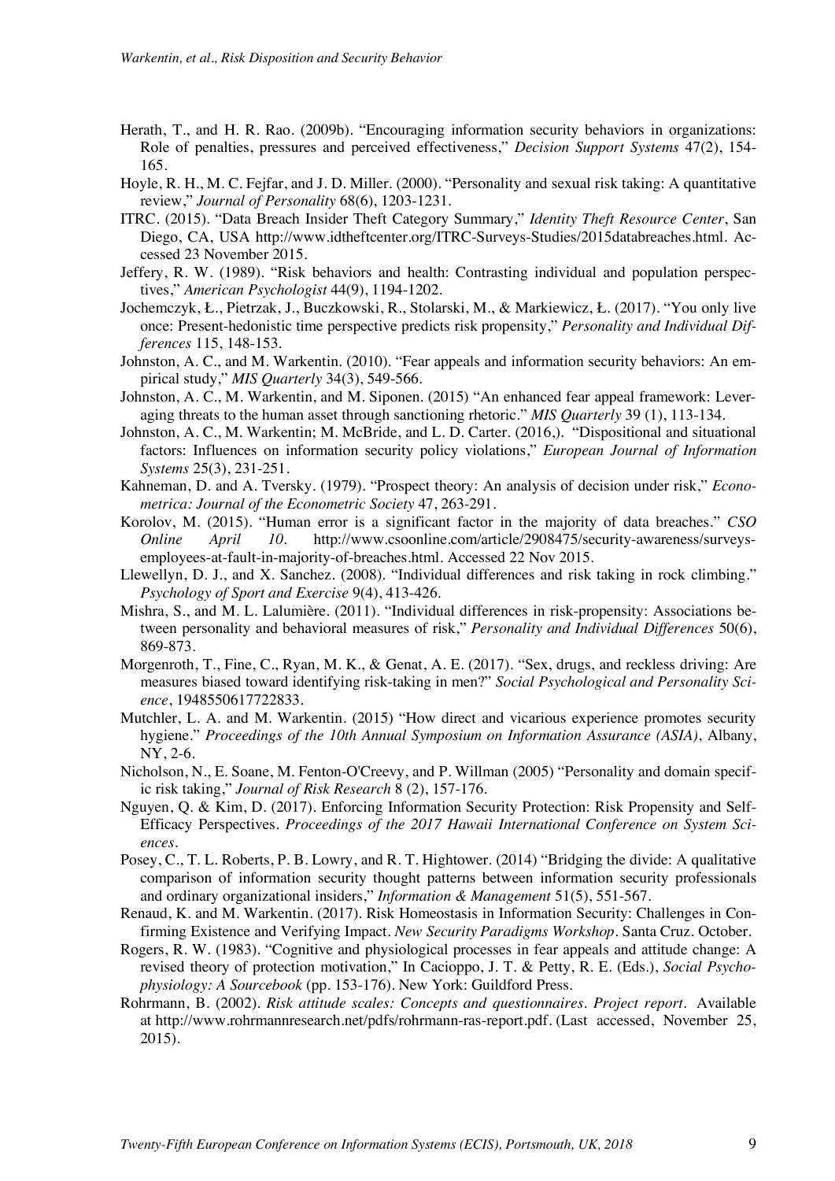Herath, T., and H. R. Rao. (2009b). "Encouraging information security behaviors in organizations: Role of penalties, pressures and perceived effectiveness," *Decision Support Systems* 47(2), 154-165.

Hoyle, R. H., M. C. Fejfar, and J. D. Miller. (2000). "Personality and sexual risk taking: A quantitative review," *Journal of Personality* 68(6), 1203-1231.

ITRC. (2015). "Data Breach Insider Theft Category Summary," *Identity Theft Resource Center*, San Diego, CA, USA http://www.idtheftcenter.org/ITRC-Surveys-Studies/2015databreaches.html. Accessed 23 November 2015.

Jeffery, R. W. (1989). "Risk behaviors and health: Contrasting individual and population perspectives," *American Psychologist* 44(9), 1194-1202.

Jochemczyk, Ł., Pietrzak, J., Buczkowski, R., Stolarski, M., & Markiewicz, Ł. (2017). "You only live once: Present-hedonistic time perspective predicts risk propensity," *Personality and Individual Differences* 115, 148-153.

Johnston, A. C., and M. Warkentin. (2010). "Fear appeals and information security behaviors: An empirical study," *MIS Quarterly* 34(3), 549-566.

Johnston, A. C., M. Warkentin, and M. Siponen. (2015) "An enhanced fear appeal framework: Leveraging threats to the human asset through sanctioning rhetoric." *MIS Quarterly* 39 (1), 113-134.

Johnston, A. C., M. Warkentin; M. McBride, and L. D. Carter. (2016,). "Dispositional and situational factors: Influences on information security policy violations," *European Journal of Information Systems* 25(3), 231-251.

Kahneman, D. and A. Tversky. (1979). "Prospect theory: An analysis of decision under risk," *Econometrica: Journal of the Econometric Society* 47, 263-291.

Korolov, M. (2015). "Human error is a significant factor in the majority of data breaches." *CSO Online April 10*. http://www.csoonline.com/article/2908475/security-awareness/surveys-employees-at-fault-in-majority-of-breaches.html. Accessed 22 Nov 2015.

Llewellyn, D. J., and X. Sanchez. (2008). "Individual differences and risk taking in rock climbing." *Psychology of Sport and Exercise* 9(4), 413-426.

Mishra, S., and M. L. Lalumière. (2011). "Individual differences in risk-propensity: Associations between personality and behavioral measures of risk," *Personality and Individual Differences* 50(6), 869-873.

Morgenroth, T., Fine, C., Ryan, M. K., & Genat, A. E. (2017). "Sex, drugs, and reckless driving: Are measures biased toward identifying risk-taking in men?" *Social Psychological and Personality Science*, 1948550617722833.

Mutchler, L. A. and M. Warkentin. (2015) "How direct and vicarious experience promotes security hygiene." *Proceedings of the 10th Annual Symposium on Information Assurance (ASIA)*, Albany, NY, 2-6.

Nicholson, N., E. Soane, M. Fenton-O'Creevy, and P. Willman (2005) "Personality and domain specific risk taking," *Journal of Risk Research* 8 (2), 157-176.

Nguyen, Q. & Kim, D. (2017). Enforcing Information Security Protection: Risk Propensity and Self-Efficacy Perspectives. *Proceedings of the 2017 Hawaii International Conference on System Sciences*.

Posey, C., T. L. Roberts, P. B. Lowry, and R. T. Hightower. (2014) "Bridging the divide: A qualitative comparison of information security thought patterns between information security professionals and ordinary organizational insiders," *Information & Management* 51(5), 551-567.

Renaud, K. and M. Warkentin. (2017). Risk Homeostasis in Information Security: Challenges in Confirming Existence and Verifying Impact. *New Security Paradigms Workshop*. Santa Cruz. October.

Rogers, R. W. (1983). "Cognitive and physiological processes in fear appeals and attitude change: A revised theory of protection motivation," In Cacioppo, J. T. & Petty, R. E. (Eds.), *Social Psychophysiology: A Sourcebook* (pp. 153-176). New York: Guildford Press.

Rohrmann, B. (2002). *Risk attitude scales: Concepts and questionnaires. Project report*. Available at http://www.rohrmannresearch.net/pdfs/rohrmann-ras-report.pdf. (Last accessed, November 25, 2015).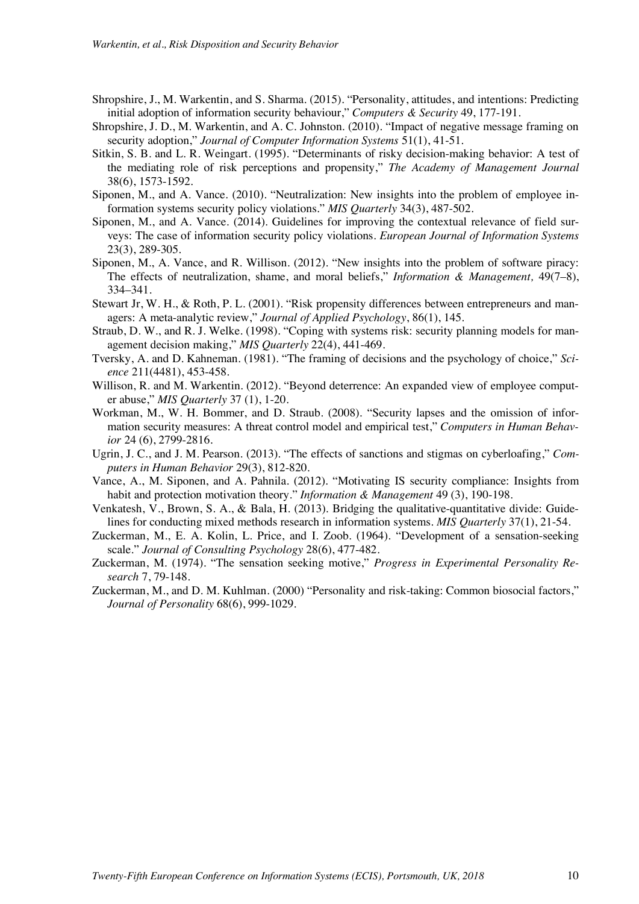Shropshire, J., M. Warkentin, and S. Sharma. (2015). "Personality, attitudes, and intentions: Predicting initial adoption of information security behaviour," *Computers & Security* 49, 177-191.

Shropshire, J. D., M. Warkentin, and A. C. Johnston. (2010). "Impact of negative message framing on security adoption," *Journal of Computer Information Systems* 51(1), 41-51.

Sitkin, S. B. and L. R. Weingart. (1995). "Determinants of risky decision-making behavior: A test of the mediating role of risk perceptions and propensity," *The Academy of Management Journal* 38(6), 1573-1592.

Siponen, M., and A. Vance. (2010). "Neutralization: New insights into the problem of employee information systems security policy violations." *MIS Quarterly* 34(3), 487-502.

Siponen, M., and A. Vance. (2014). Guidelines for improving the contextual relevance of field surveys: The case of information security policy violations. *European Journal of Information Systems* 23(3), 289-305.

Siponen, M., A. Vance, and R. Willison. (2012). "New insights into the problem of software piracy: The effects of neutralization, shame, and moral beliefs," *Information & Management,* 49(7–8), 334–341.

Stewart Jr, W. H., & Roth, P. L. (2001). "Risk propensity differences between entrepreneurs and managers: A meta-analytic review," *Journal of Applied Psychology*, 86(1), 145.

Straub, D. W., and R. J. Welke. (1998). "Coping with systems risk: security planning models for management decision making," *MIS Quarterly* 22(4), 441-469.

Tversky, A. and D. Kahneman. (1981). "The framing of decisions and the psychology of choice," *Science* 211(4481), 453-458.

Willison, R. and M. Warkentin. (2012). "Beyond deterrence: An expanded view of employee computer abuse," *MIS Quarterly* 37 (1), 1-20.

Workman, M., W. H. Bommer, and D. Straub. (2008). "Security lapses and the omission of information security measures: A threat control model and empirical test," *Computers in Human Behavior* 24 (6), 2799-2816.

Ugrin, J. C., and J. M. Pearson. (2013). "The effects of sanctions and stigmas on cyberloafing," *Computers in Human Behavior* 29(3), 812-820.

Vance, A., M. Siponen, and A. Pahnila. (2012). "Motivating IS security compliance: Insights from habit and protection motivation theory." *Information & Management* 49 (3), 190-198.

Venkatesh, V., Brown, S. A., & Bala, H. (2013). Bridging the qualitative-quantitative divide: Guidelines for conducting mixed methods research in information systems. *MIS Quarterly* 37(1), 21-54.

Zuckerman, M., E. A. Kolin, L. Price, and I. Zoob. (1964). "Development of a sensation-seeking scale." *Journal of Consulting Psychology* 28(6), 477-482.

Zuckerman, M. (1974). "The sensation seeking motive," *Progress in Experimental Personality Research* 7, 79-148.

Zuckerman, M., and D. M. Kuhlman. (2000) "Personality and risk-taking: Common biosocial factors," *Journal of Personality* 68(6), 999-1029.